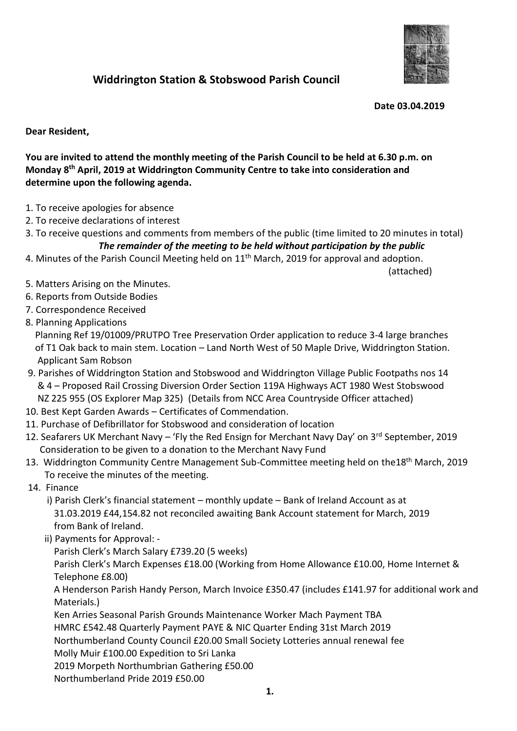# Widdrington Station & Stobswood Parish Council

**Date 03.04.2019**

**Dear Resident,**

**You are invited to attend the monthly meeting of the Parish Council to be held at 6.30 p.m. on Monday 8th April, 2019 at Widdrington Community Centre to take into consideration and determine upon the following agenda.**

1. To receive apologies for absence
2. To receive declarations of interest
3. To receive questions and comments from members of the public (time limited to 20 minutes in total)

   ***The remainder of the meeting to be held without participation by the public***

4. Minutes of the Parish Council Meeting held on 11th March, 2019 for approval and adoption. (attached)
5. Matters Arising on the Minutes.
6. Reports from Outside Bodies
7. Correspondence Received
8. Planning Applications
   Planning Ref 19/01009/PRUTPO Tree Preservation Order application to reduce 3-4 large branches of T1 Oak back to main stem. Location – Land North West of 50 Maple Drive, Widdrington Station. Applicant Sam Robson
9. Parishes of Widdrington Station and Stobswood and Widdrington Village Public Footpaths nos 14 & 4 – Proposed Rail Crossing Diversion Order Section 119A Highways ACT 1980 West Stobswood NZ 225 955 (OS Explorer Map 325) (Details from NCC Area Countryside Officer attached)
10. Best Kept Garden Awards – Certificates of Commendation.
11. Purchase of Defibrillator for Stobswood and consideration of location
12. Seafarers UK Merchant Navy – 'Fly the Red Ensign for Merchant Navy Day' on 3rd September, 2019 Consideration to be given to a donation to the Merchant Navy Fund
13. Widdrington Community Centre Management Sub-Committee meeting held on the18th March, 2019 To receive the minutes of the meeting.
14. Finance
    i) Parish Clerk's financial statement – monthly update – Bank of Ireland Account as at 31.03.2019 £44,154.82 not reconciled awaiting Bank Account statement for March, 2019 from Bank of Ireland.
    ii) Payments for Approval: -
    Parish Clerk's March Salary £739.20 (5 weeks)
    Parish Clerk's March Expenses £18.00 (Working from Home Allowance £10.00, Home Internet & Telephone £8.00)
    A Henderson Parish Handy Person, March Invoice £350.47 (includes £141.97 for additional work and Materials.)
    Ken Arries Seasonal Parish Grounds Maintenance Worker Mach Payment TBA
    HMRC £542.48 Quarterly Payment PAYE & NIC Quarter Ending 31st March 2019
    Northumberland County Council £20.00 Small Society Lotteries annual renewal fee
    Molly Muir £100.00 Expedition to Sri Lanka
    2019 Morpeth Northumbrian Gathering £50.00
    Northumberland Pride 2019 £50.00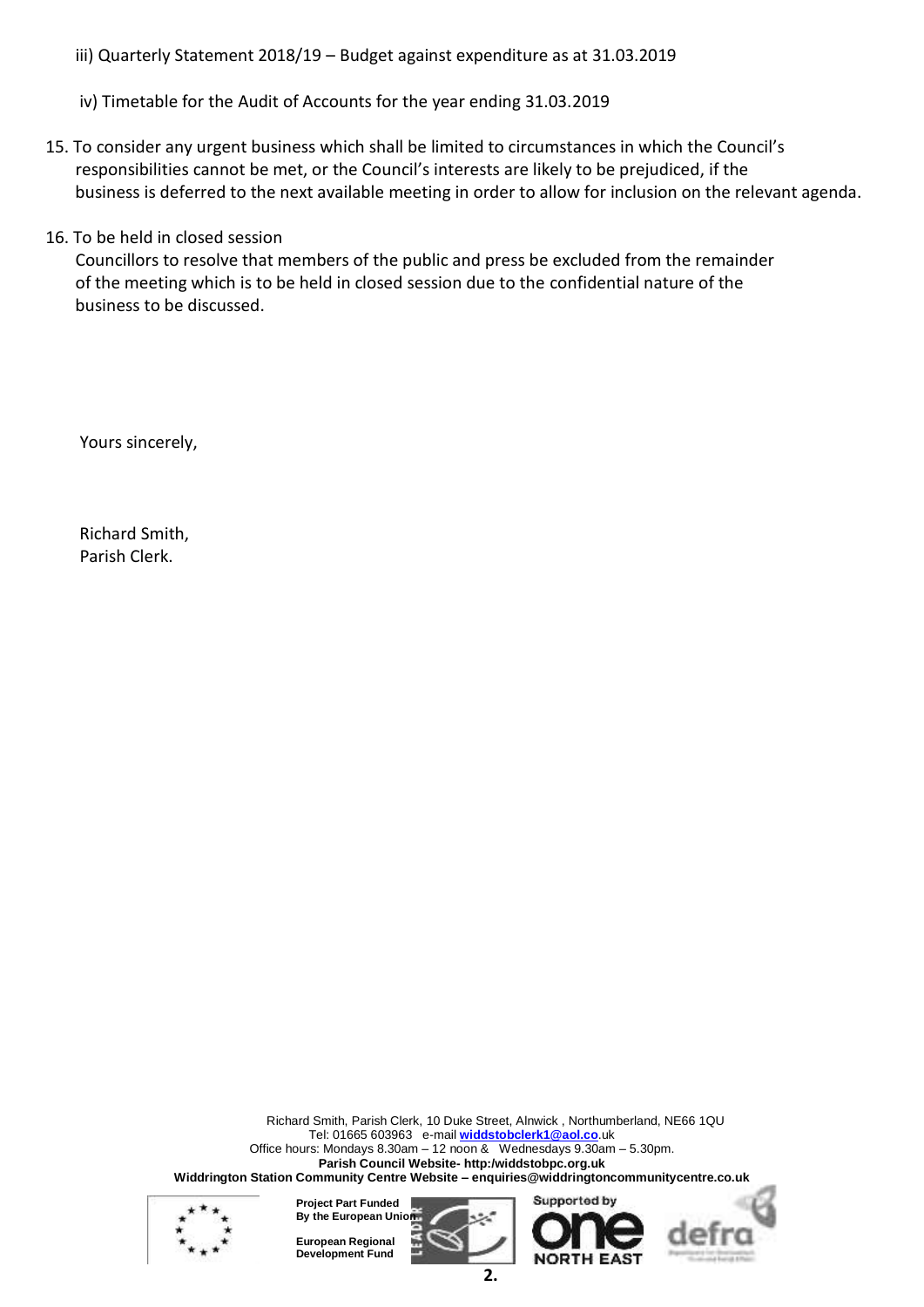iii) Quarterly Statement 2018/19 – Budget against expenditure as at 31.03.2019

iv) Timetable for the Audit of Accounts for the year ending 31.03.2019

15. To consider any urgent business which shall be limited to circumstances in which the Council's responsibilities cannot be met, or the Council's interests are likely to be prejudiced, if the business is deferred to the next available meeting in order to allow for inclusion on the relevant agenda.

16. To be held in closed session
    Councillors to resolve that members of the public and press be excluded from the remainder of the meeting which is to be held in closed session due to the confidential nature of the business to be discussed.

Yours sincerely,

Richard Smith,
Parish Clerk.

Richard Smith, Parish Clerk, 10 Duke Street, Alnwick , Northumberland, NE66 1QU
Tel: 01665 603963 e-mail **widdstobclerk1@aol.co**.uk
Office hours: Mondays 8.30am – 12 noon & Wednesdays 9.30am – 5.30pm.
**Parish Council Website- http:/widdstobpc.org.uk**
**Widdrington Station Community Centre Website – enquiries@widdringtoncommunitycentre.co.uk**

**Project Part Funded By the European Union**

**European Regional Development Fund**

Supported by one NORTH EAST

defra